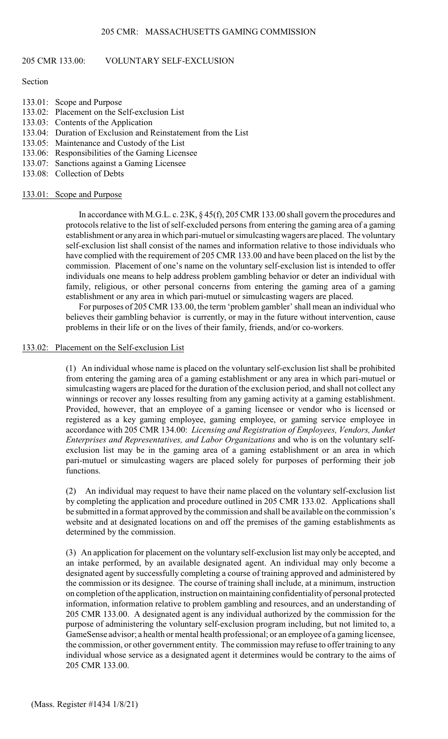## 205 CMR 133.00: VOLUNTARY SELF-EXCLUSION

Section

- 133.01: Scope and Purpose
- 133.02: Placement on the Self-exclusion List
- 133.03: Contents of the Application
- 133.04: Duration of Exclusion and Reinstatement from the List
- 133.05: Maintenance and Custody of the List
- 133.06: Responsibilities of the Gaming Licensee
- 133.07: Sanctions against a Gaming Licensee
- 133.08: Collection of Debts

### 133.01: Scope and Purpose

In accordance with M.G.L. c. 23K, § 45(f), 205 CMR 133.00 shall govern the procedures and protocols relative to the list of self-excluded persons from entering the gaming area of a gaming establishment or any area in which pari-mutuel or simulcasting wagers are placed. The voluntary self-exclusion list shall consist of the names and information relative to those individuals who have complied with the requirement of 205 CMR 133.00 and have been placed on the list by the commission. Placement of one's name on the voluntary self-exclusion list is intended to offer individuals one means to help address problem gambling behavior or deter an individual with family, religious, or other personal concerns from entering the gaming area of a gaming establishment or any area in which pari-mutuel or simulcasting wagers are placed.

For purposes of 205 CMR 133.00, the term 'problem gambler' shall mean an individual who believes their gambling behavior is currently, or may in the future without intervention, cause problems in their life or on the lives of their family, friends, and/or co-workers.

### 133.02: Placement on the Self-exclusion List

(1) An individual whose name is placed on the voluntary self-exclusion list shall be prohibited from entering the gaming area of a gaming establishment or any area in which pari-mutuel or simulcasting wagers are placed for the duration of the exclusion period, and shall not collect any winnings or recover any losses resulting from any gaming activity at a gaming establishment. Provided, however, that an employee of a gaming licensee or vendor who is licensed or registered as a key gaming employee, gaming employee, or gaming service employee in accordance with 205 CMR 134.00: *Licensing and Registration of Employees, Vendors, Junket Enterprises and Representatives, and Labor Organizations* and who is on the voluntary self-exclusion list may be in the gaming area of a gaming establishment or an area in which pari-mutuel or simulcasting wagers are placed solely for purposes of performing their job functions.

(2) An individual may request to have their name placed on the voluntary self-exclusion list by completing the application and procedure outlined in 205 CMR 133.02. Applications shall be submitted in a format approved by the commission and shall be available on the commission's website and at designated locations on and off the premises of the gaming establishments as determined by the commission.

(3) An application for placement on the voluntary self-exclusion list may only be accepted, and an intake performed, by an available designated agent. An individual may only become a designated agent by successfully completing a course of training approved and administered by the commission or its designee. The course of training shall include, at a minimum, instruction on completion of the application, instruction on maintaining confidentiality of personal protected information, information relative to problem gambling and resources, and an understanding of 205 CMR 133.00. A designated agent is any individual authorized by the commission for the purpose of administering the voluntary self-exclusion program including, but not limited to, a GameSense advisor; a health or mental health professional; or an employee of a gaming licensee, the commission, or other government entity. The commission may refuse to offer training to any individual whose service as a designated agent it determines would be contrary to the aims of 205 CMR 133.00.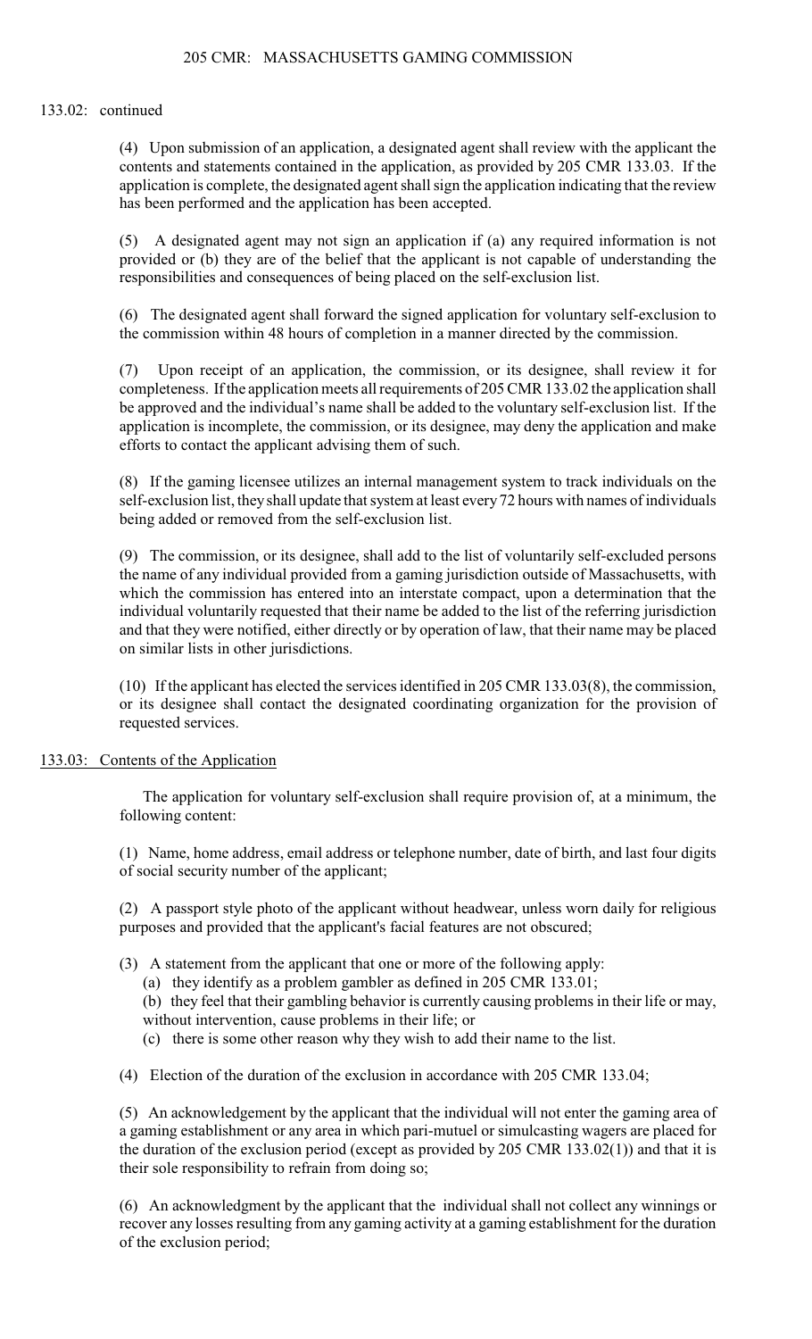133.02: continued

(4) Upon submission of an application, a designated agent shall review with the applicant the contents and statements contained in the application, as provided by 205 CMR 133.03. If the application is complete, the designated agent shall sign the application indicating that the review has been performed and the application has been accepted.

(5) A designated agent may not sign an application if (a) any required information is not provided or (b) they are of the belief that the applicant is not capable of understanding the responsibilities and consequences of being placed on the self-exclusion list.

(6) The designated agent shall forward the signed application for voluntary self-exclusion to the commission within 48 hours of completion in a manner directed by the commission.

(7) Upon receipt of an application, the commission, or its designee, shall review it for completeness. If the application meets all requirements of 205 CMR 133.02 the application shall be approved and the individual's name shall be added to the voluntary self-exclusion list. If the application is incomplete, the commission, or its designee, may deny the application and make efforts to contact the applicant advising them of such.

(8) If the gaming licensee utilizes an internal management system to track individuals on the self-exclusion list, they shall update that system at least every 72 hours with names of individuals being added or removed from the self-exclusion list.

(9) The commission, or its designee, shall add to the list of voluntarily self-excluded persons the name of any individual provided from a gaming jurisdiction outside of Massachusetts, with which the commission has entered into an interstate compact, upon a determination that the individual voluntarily requested that their name be added to the list of the referring jurisdiction and that they were notified, either directly or by operation of law, that their name may be placed on similar lists in other jurisdictions.

(10) If the applicant has elected the services identified in 205 CMR 133.03(8), the commission, or its designee shall contact the designated coordinating organization for the provision of requested services.

## 133.03: Contents of the Application

The application for voluntary self-exclusion shall require provision of, at a minimum, the following content:

(1) Name, home address, email address or telephone number, date of birth, and last four digits of social security number of the applicant;

(2) A passport style photo of the applicant without headwear, unless worn daily for religious purposes and provided that the applicant's facial features are not obscured;

(3) A statement from the applicant that one or more of the following apply:

- (a) they identify as a problem gambler as defined in 205 CMR 133.01;
- (b) they feel that their gambling behavior is currently causing problems in their life or may, without intervention, cause problems in their life; or
- (c) there is some other reason why they wish to add their name to the list.

(4) Election of the duration of the exclusion in accordance with 205 CMR 133.04;

(5) An acknowledgement by the applicant that the individual will not enter the gaming area of a gaming establishment or any area in which pari-mutuel or simulcasting wagers are placed for the duration of the exclusion period (except as provided by 205 CMR 133.02(1)) and that it is their sole responsibility to refrain from doing so;

(6) An acknowledgment by the applicant that the individual shall not collect any winnings or recover any losses resulting from any gaming activity at a gaming establishment for the duration of the exclusion period;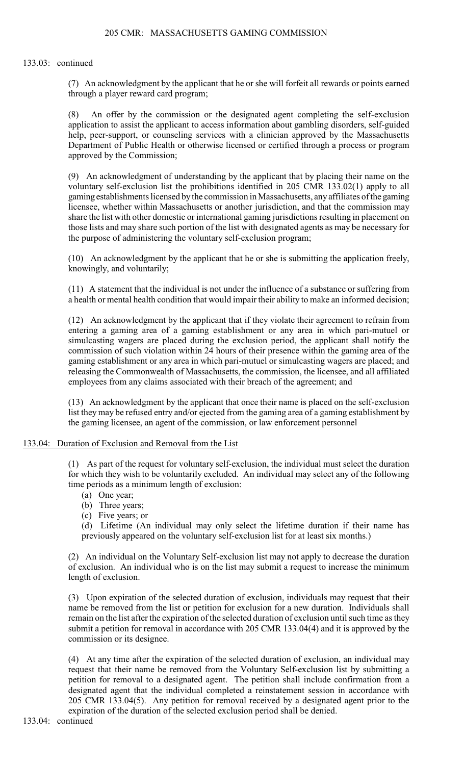133.03: continued

(7) An acknowledgment by the applicant that he or she will forfeit all rewards or points earned through a player reward card program;

(8) An offer by the commission or the designated agent completing the self-exclusion application to assist the applicant to access information about gambling disorders, self-guided help, peer-support, or counseling services with a clinician approved by the Massachusetts Department of Public Health or otherwise licensed or certified through a process or program approved by the Commission;

(9) An acknowledgment of understanding by the applicant that by placing their name on the voluntary self-exclusion list the prohibitions identified in 205 CMR 133.02(1) apply to all gaming establishments licensed by the commission in Massachusetts, any affiliates of the gaming licensee, whether within Massachusetts or another jurisdiction, and that the commission may share the list with other domestic or international gaming jurisdictions resulting in placement on those lists and may share such portion of the list with designated agents as may be necessary for the purpose of administering the voluntary self-exclusion program;

(10) An acknowledgment by the applicant that he or she is submitting the application freely, knowingly, and voluntarily;

(11) A statement that the individual is not under the influence of a substance or suffering from a health or mental health condition that would impair their ability to make an informed decision;

(12) An acknowledgment by the applicant that if they violate their agreement to refrain from entering a gaming area of a gaming establishment or any area in which pari-mutuel or simulcasting wagers are placed during the exclusion period, the applicant shall notify the commission of such violation within 24 hours of their presence within the gaming area of the gaming establishment or any area in which pari-mutuel or simulcasting wagers are placed; and releasing the Commonwealth of Massachusetts, the commission, the licensee, and all affiliated employees from any claims associated with their breach of the agreement; and

(13) An acknowledgment by the applicant that once their name is placed on the self-exclusion list they may be refused entry and/or ejected from the gaming area of a gaming establishment by the gaming licensee, an agent of the commission, or law enforcement personnel

## 133.04: Duration of Exclusion and Removal from the List

(1) As part of the request for voluntary self-exclusion, the individual must select the duration for which they wish to be voluntarily excluded. An individual may select any of the following time periods as a minimum length of exclusion:

- (a) One year;
- (b) Three years;
- (c) Five years; or
- (d) Lifetime (An individual may only select the lifetime duration if their name has previously appeared on the voluntary self-exclusion list for at least six months.)

(2) An individual on the Voluntary Self-exclusion list may not apply to decrease the duration of exclusion. An individual who is on the list may submit a request to increase the minimum length of exclusion.

(3) Upon expiration of the selected duration of exclusion, individuals may request that their name be removed from the list or petition for exclusion for a new duration. Individuals shall remain on the list after the expiration of the selected duration of exclusion until such time as they submit a petition for removal in accordance with 205 CMR 133.04(4) and it is approved by the commission or its designee.

(4) At any time after the expiration of the selected duration of exclusion, an individual may request that their name be removed from the Voluntary Self-exclusion list by submitting a petition for removal to a designated agent. The petition shall include confirmation from a designated agent that the individual completed a reinstatement session in accordance with 205 CMR 133.04(5). Any petition for removal received by a designated agent prior to the expiration of the duration of the selected exclusion period shall be denied.

133.04: continued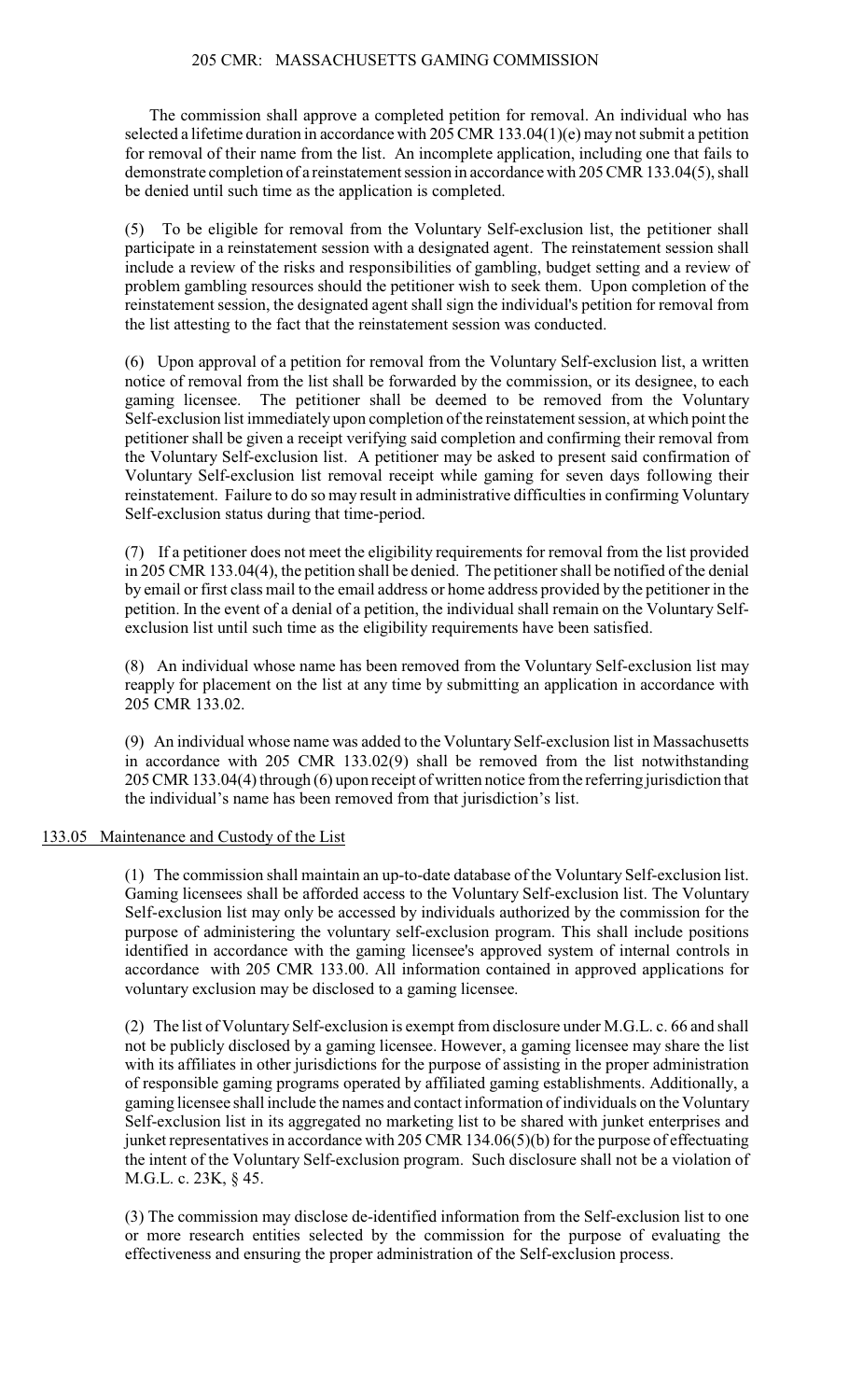The commission shall approve a completed petition for removal. An individual who has selected a lifetime duration in accordance with 205 CMR 133.04(1)(e) may not submit a petition for removal of their name from the list. An incomplete application, including one that fails to demonstrate completion of a reinstatement session in accordance with 205 CMR 133.04(5), shall be denied until such time as the application is completed.

(5) To be eligible for removal from the Voluntary Self-exclusion list, the petitioner shall participate in a reinstatement session with a designated agent. The reinstatement session shall include a review of the risks and responsibilities of gambling, budget setting and a review of problem gambling resources should the petitioner wish to seek them. Upon completion of the reinstatement session, the designated agent shall sign the individual's petition for removal from the list attesting to the fact that the reinstatement session was conducted.

(6) Upon approval of a petition for removal from the Voluntary Self-exclusion list, a written notice of removal from the list shall be forwarded by the commission, or its designee, to each gaming licensee. The petitioner shall be deemed to be removed from the Voluntary Self-exclusion list immediately upon completion of the reinstatement session, at which point the petitioner shall be given a receipt verifying said completion and confirming their removal from the Voluntary Self-exclusion list. A petitioner may be asked to present said confirmation of Voluntary Self-exclusion list removal receipt while gaming for seven days following their reinstatement. Failure to do so may result in administrative difficulties in confirming Voluntary Self-exclusion status during that time-period.

(7) If a petitioner does not meet the eligibility requirements for removal from the list provided in 205 CMR 133.04(4), the petition shall be denied. The petitioner shall be notified of the denial by email or first class mail to the email address or home address provided by the petitioner in the petition. In the event of a denial of a petition, the individual shall remain on the Voluntary Self-exclusion list until such time as the eligibility requirements have been satisfied.

(8) An individual whose name has been removed from the Voluntary Self-exclusion list may reapply for placement on the list at any time by submitting an application in accordance with 205 CMR 133.02.

(9) An individual whose name was added to the Voluntary Self-exclusion list in Massachusetts in accordance with 205 CMR 133.02(9) shall be removed from the list notwithstanding 205 CMR 133.04(4) through (6) upon receipt of written notice from the referring jurisdiction that the individual's name has been removed from that jurisdiction's list.

133.05 Maintenance and Custody of the List

(1) The commission shall maintain an up-to-date database of the Voluntary Self-exclusion list. Gaming licensees shall be afforded access to the Voluntary Self-exclusion list. The Voluntary Self-exclusion list may only be accessed by individuals authorized by the commission for the purpose of administering the voluntary self-exclusion program. This shall include positions identified in accordance with the gaming licensee's approved system of internal controls in accordance with 205 CMR 133.00. All information contained in approved applications for voluntary exclusion may be disclosed to a gaming licensee.

(2) The list of Voluntary Self-exclusion is exempt from disclosure under M.G.L. c. 66 and shall not be publicly disclosed by a gaming licensee. However, a gaming licensee may share the list with its affiliates in other jurisdictions for the purpose of assisting in the proper administration of responsible gaming programs operated by affiliated gaming establishments. Additionally, a gaming licensee shall include the names and contact information of individuals on the Voluntary Self-exclusion list in its aggregated no marketing list to be shared with junket enterprises and junket representatives in accordance with 205 CMR 134.06(5)(b) for the purpose of effectuating the intent of the Voluntary Self-exclusion program. Such disclosure shall not be a violation of M.G.L. c. 23K, § 45.

(3) The commission may disclose de-identified information from the Self-exclusion list to one or more research entities selected by the commission for the purpose of evaluating the effectiveness and ensuring the proper administration of the Self-exclusion process.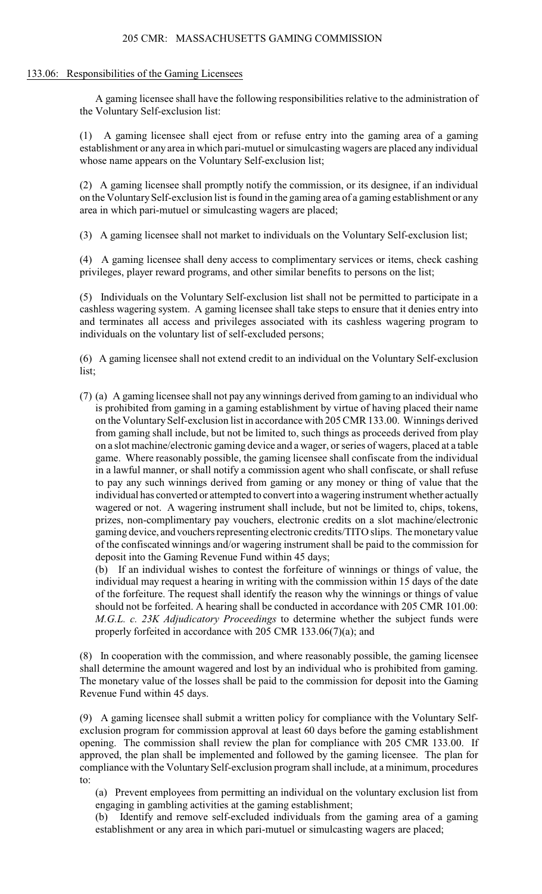## 133.06: Responsibilities of the Gaming Licensees

A gaming licensee shall have the following responsibilities relative to the administration of the Voluntary Self-exclusion list:

(1) A gaming licensee shall eject from or refuse entry into the gaming area of a gaming establishment or any area in which pari-mutuel or simulcasting wagers are placed any individual whose name appears on the Voluntary Self-exclusion list;

(2) A gaming licensee shall promptly notify the commission, or its designee, if an individual on the Voluntary Self-exclusion list is found in the gaming area of a gaming establishment or any area in which pari-mutuel or simulcasting wagers are placed;

(3) A gaming licensee shall not market to individuals on the Voluntary Self-exclusion list;

(4) A gaming licensee shall deny access to complimentary services or items, check cashing privileges, player reward programs, and other similar benefits to persons on the list;

(5) Individuals on the Voluntary Self-exclusion list shall not be permitted to participate in a cashless wagering system. A gaming licensee shall take steps to ensure that it denies entry into and terminates all access and privileges associated with its cashless wagering program to individuals on the voluntary list of self-excluded persons;

(6) A gaming licensee shall not extend credit to an individual on the Voluntary Self-exclusion list;

(7) (a) A gaming licensee shall not pay any winnings derived from gaming to an individual who is prohibited from gaming in a gaming establishment by virtue of having placed their name on the Voluntary Self-exclusion list in accordance with 205 CMR 133.00. Winnings derived from gaming shall include, but not be limited to, such things as proceeds derived from play on a slot machine/electronic gaming device and a wager, or series of wagers, placed at a table game. Where reasonably possible, the gaming licensee shall confiscate from the individual in a lawful manner, or shall notify a commission agent who shall confiscate, or shall refuse to pay any such winnings derived from gaming or any money or thing of value that the individual has converted or attempted to convert into a wagering instrument whether actually wagered or not. A wagering instrument shall include, but not be limited to, chips, tokens, prizes, non-complimentary pay vouchers, electronic credits on a slot machine/electronic gaming device, and vouchers representing electronic credits/TITO slips. The monetary value of the confiscated winnings and/or wagering instrument shall be paid to the commission for deposit into the Gaming Revenue Fund within 45 days;

(b) If an individual wishes to contest the forfeiture of winnings or things of value, the individual may request a hearing in writing with the commission within 15 days of the date of the forfeiture. The request shall identify the reason why the winnings or things of value should not be forfeited. A hearing shall be conducted in accordance with 205 CMR 101.00: *M.G.L. c. 23K Adjudicatory Proceedings* to determine whether the subject funds were properly forfeited in accordance with 205 CMR 133.06(7)(a); and

(8) In cooperation with the commission, and where reasonably possible, the gaming licensee shall determine the amount wagered and lost by an individual who is prohibited from gaming. The monetary value of the losses shall be paid to the commission for deposit into the Gaming Revenue Fund within 45 days.

(9) A gaming licensee shall submit a written policy for compliance with the Voluntary Self-exclusion program for commission approval at least 60 days before the gaming establishment opening. The commission shall review the plan for compliance with 205 CMR 133.00. If approved, the plan shall be implemented and followed by the gaming licensee. The plan for compliance with the Voluntary Self-exclusion program shall include, at a minimum, procedures to:

(a) Prevent employees from permitting an individual on the voluntary exclusion list from engaging in gambling activities at the gaming establishment;

(b) Identify and remove self-excluded individuals from the gaming area of a gaming establishment or any area in which pari-mutuel or simulcasting wagers are placed;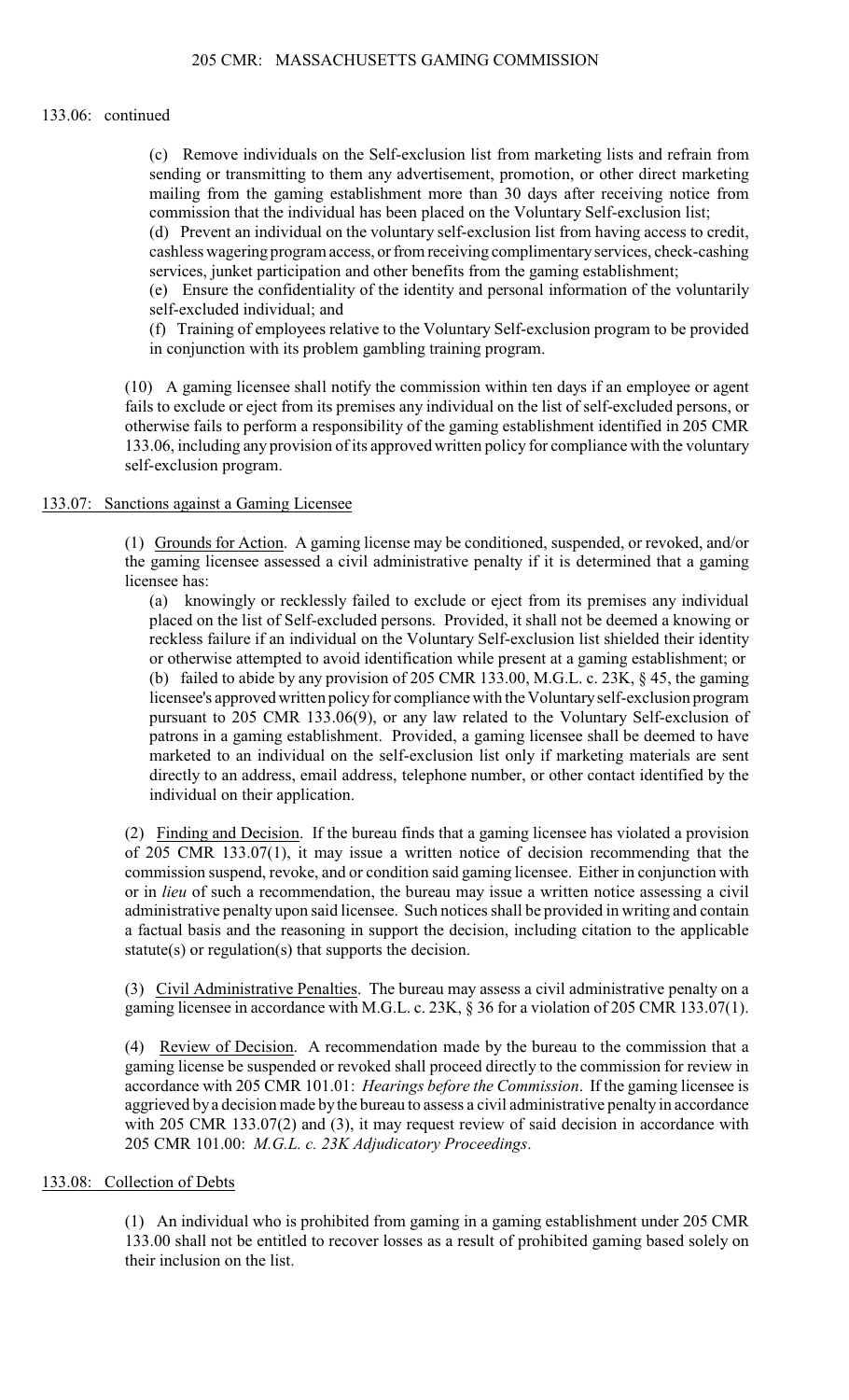133.06: continued

(c) Remove individuals on the Self-exclusion list from marketing lists and refrain from sending or transmitting to them any advertisement, promotion, or other direct marketing mailing from the gaming establishment more than 30 days after receiving notice from commission that the individual has been placed on the Voluntary Self-exclusion list;

(d) Prevent an individual on the voluntary self-exclusion list from having access to credit, cashless wagering program access, or from receiving complimentary services, check-cashing services, junket participation and other benefits from the gaming establishment;

(e) Ensure the confidentiality of the identity and personal information of the voluntarily self-excluded individual; and

(f) Training of employees relative to the Voluntary Self-exclusion program to be provided in conjunction with its problem gambling training program.

(10) A gaming licensee shall notify the commission within ten days if an employee or agent fails to exclude or eject from its premises any individual on the list of self-excluded persons, or otherwise fails to perform a responsibility of the gaming establishment identified in 205 CMR 133.06, including any provision of its approved written policy for compliance with the voluntary self-exclusion program.

## 133.07: Sanctions against a Gaming Licensee

(1) Grounds for Action. A gaming license may be conditioned, suspended, or revoked, and/or the gaming licensee assessed a civil administrative penalty if it is determined that a gaming licensee has:

(a) knowingly or recklessly failed to exclude or eject from its premises any individual placed on the list of Self-excluded persons. Provided, it shall not be deemed a knowing or reckless failure if an individual on the Voluntary Self-exclusion list shielded their identity or otherwise attempted to avoid identification while present at a gaming establishment; or

(b) failed to abide by any provision of 205 CMR 133.00, M.G.L. c. 23K, § 45, the gaming licensee's approved written policy for compliance with the Voluntary self-exclusion program pursuant to 205 CMR 133.06(9), or any law related to the Voluntary Self-exclusion of patrons in a gaming establishment. Provided, a gaming licensee shall be deemed to have marketed to an individual on the self-exclusion list only if marketing materials are sent directly to an address, email address, telephone number, or other contact identified by the individual on their application.

(2) Finding and Decision. If the bureau finds that a gaming licensee has violated a provision of 205 CMR 133.07(1), it may issue a written notice of decision recommending that the commission suspend, revoke, and or condition said gaming licensee. Either in conjunction with or in *lieu* of such a recommendation, the bureau may issue a written notice assessing a civil administrative penalty upon said licensee. Such notices shall be provided in writing and contain a factual basis and the reasoning in support the decision, including citation to the applicable statute(s) or regulation(s) that supports the decision.

(3) Civil Administrative Penalties. The bureau may assess a civil administrative penalty on a gaming licensee in accordance with M.G.L. c. 23K, § 36 for a violation of 205 CMR 133.07(1).

(4) Review of Decision. A recommendation made by the bureau to the commission that a gaming license be suspended or revoked shall proceed directly to the commission for review in accordance with 205 CMR 101.01: *Hearings before the Commission*. If the gaming licensee is aggrieved by a decision made by the bureau to assess a civil administrative penalty in accordance with 205 CMR 133.07(2) and (3), it may request review of said decision in accordance with 205 CMR 101.00: *M.G.L. c. 23K Adjudicatory Proceedings*.

## 133.08: Collection of Debts

(1) An individual who is prohibited from gaming in a gaming establishment under 205 CMR 133.00 shall not be entitled to recover losses as a result of prohibited gaming based solely on their inclusion on the list.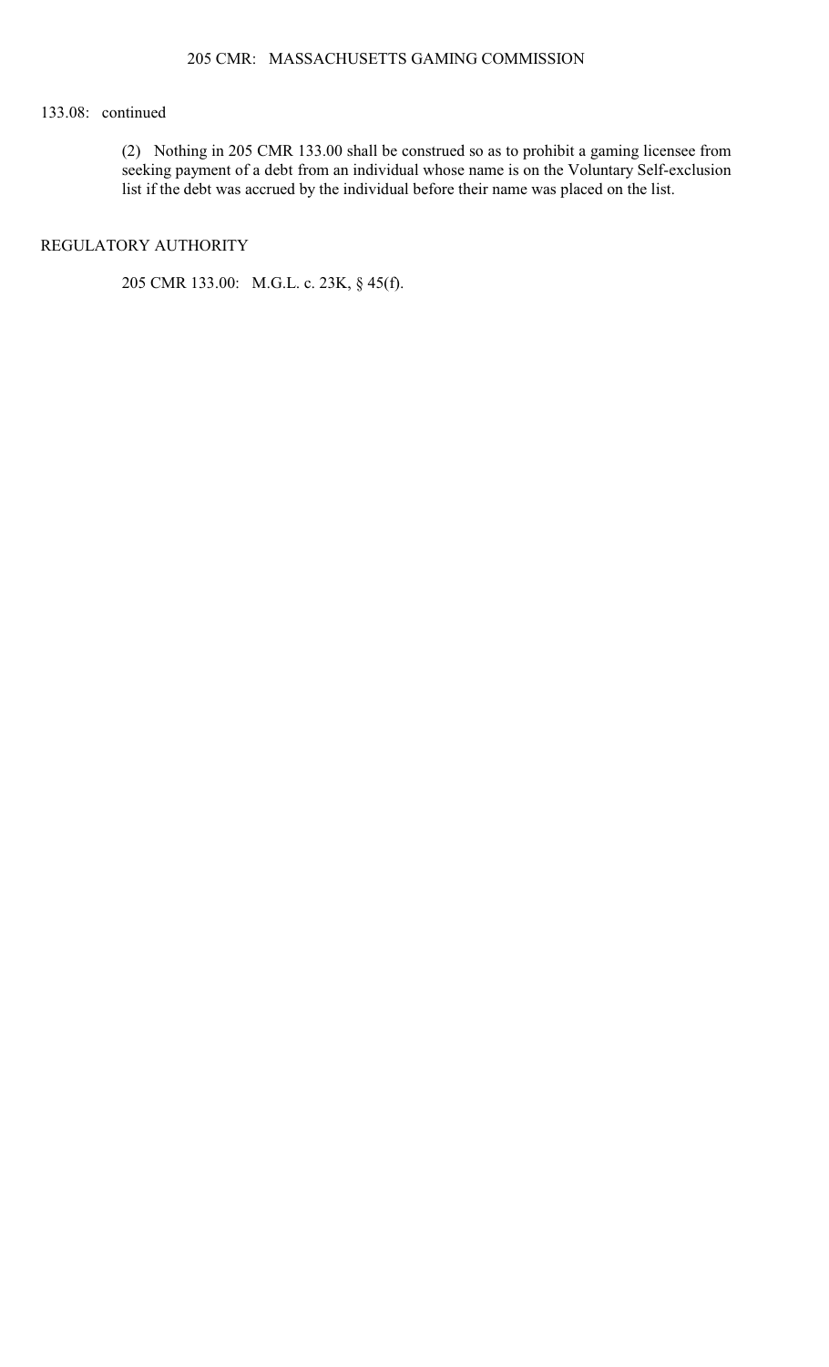133.08: continued

(2) Nothing in 205 CMR 133.00 shall be construed so as to prohibit a gaming licensee from seeking payment of a debt from an individual whose name is on the Voluntary Self-exclusion list if the debt was accrued by the individual before their name was placed on the list.

## REGULATORY AUTHORITY

205 CMR 133.00: M.G.L. c. 23K, § 45(f).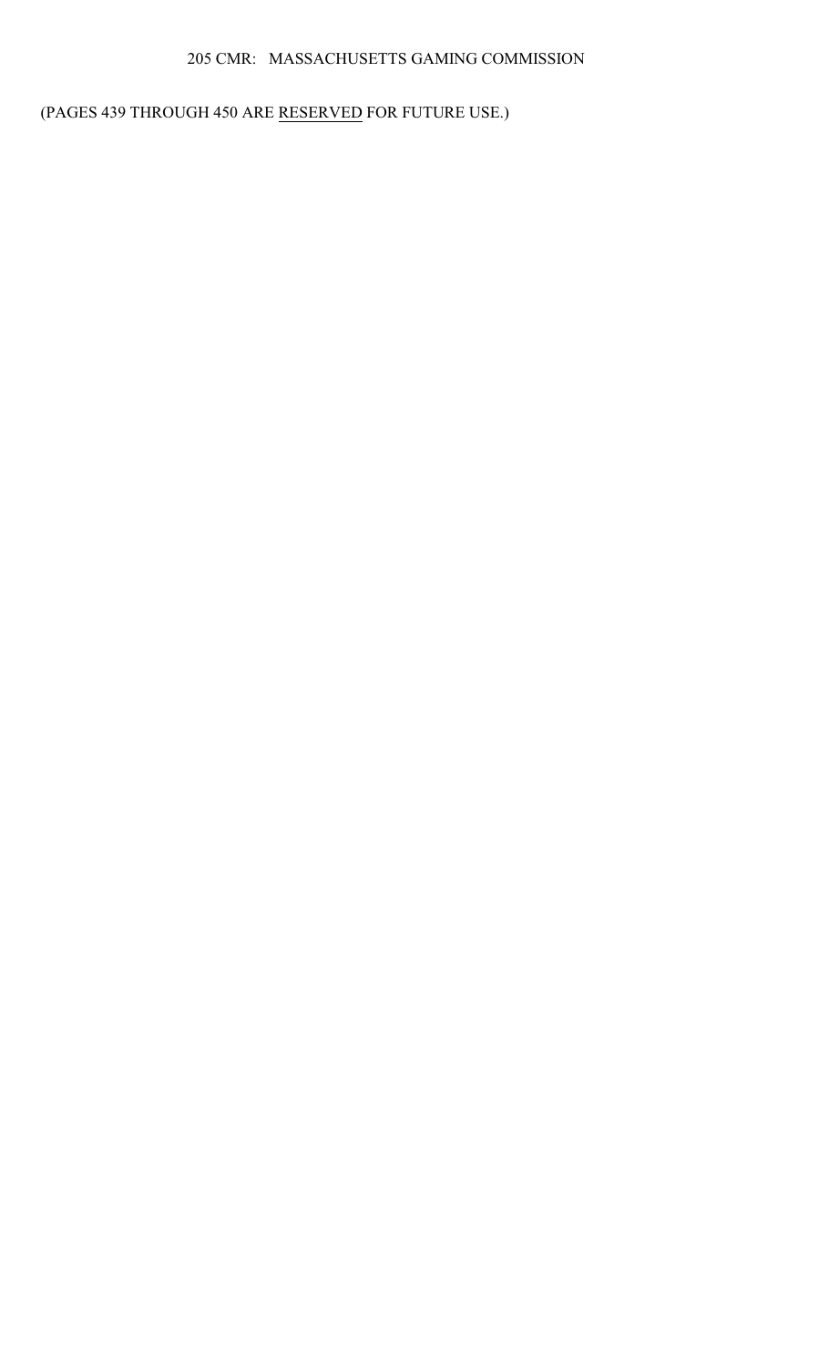(PAGES 439 THROUGH 450 ARE RESERVED FOR FUTURE USE.)